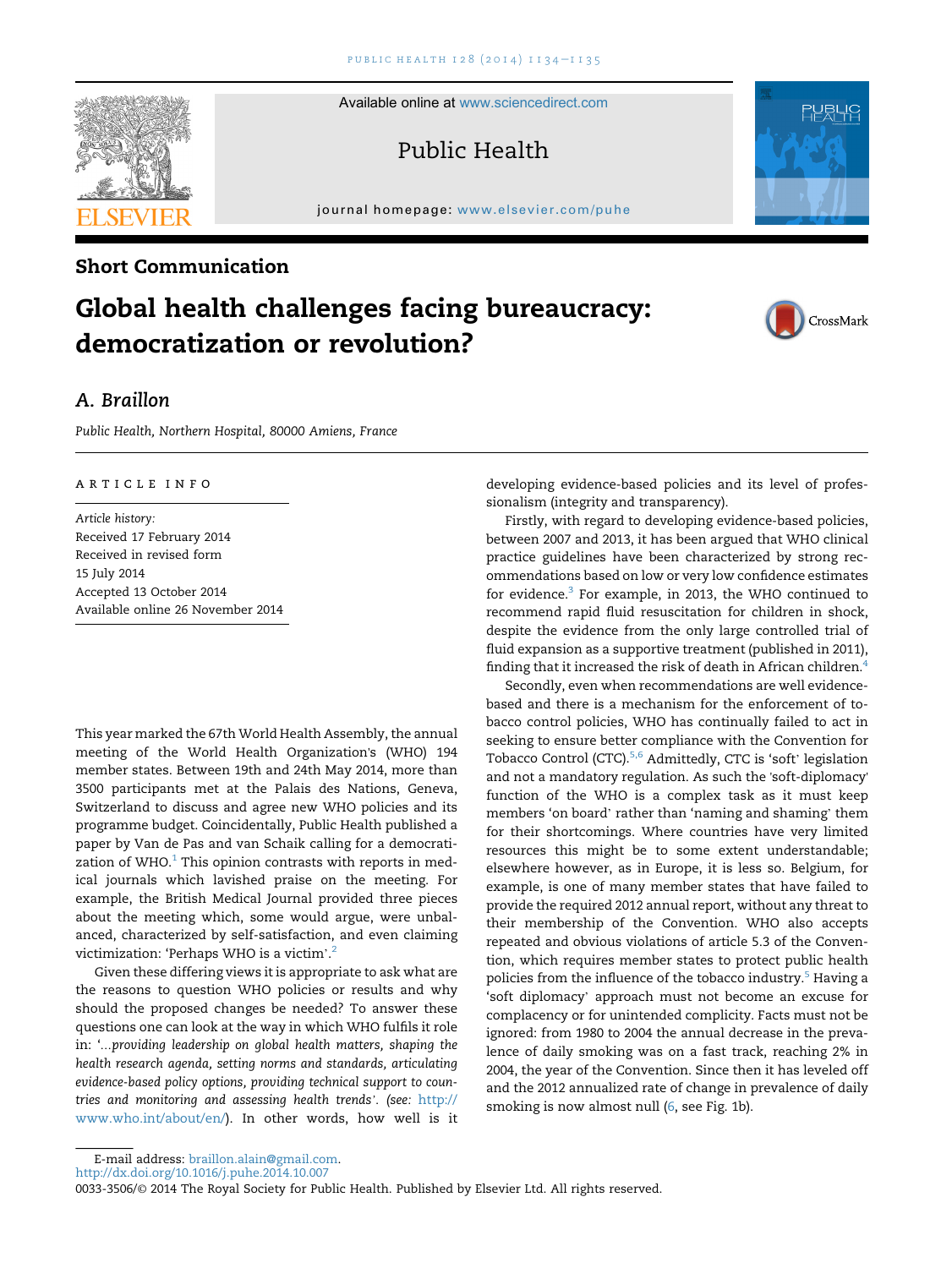Available online at www.sciencedirect.com

# Public Health

journal homepage: www.elsevier.com/puhe

## Short Communication

# Global health challenges facing bureaucracy: democratization or revolution?

## A. Braillon

*Public Health, Northern Hospital, 80000 Amiens, France*

ARTICLE INFO

*Article history:*
Received 17 February 2014
Received in revised form
15 July 2014
Accepted 13 October 2014
Available online 26 November 2014

This year marked the 67th World Health Assembly, the annual meeting of the World Health Organization's (WHO) 194 member states. Between 19th and 24th May 2014, more than 3500 participants met at the Palais des Nations, Geneva, Switzerland to discuss and agree new WHO policies and its programme budget. Coincidentally, Public Health published a paper by Van de Pas and van Schaik calling for a democratization of WHO.[1] This opinion contrasts with reports in medical journals which lavished praise on the meeting. For example, the British Medical Journal provided three pieces about the meeting which, some would argue, were unbalanced, characterized by self-satisfaction, and even claiming victimization: 'Perhaps WHO is a victim'.[2]

Given these differing views it is appropriate to ask what are the reasons to question WHO policies or results and why should the proposed changes be needed? To answer these questions one can look at the way in which WHO fulfils it role in: '*...providing leadership on global health matters, shaping the health research agenda, setting norms and standards, articulating evidence-based policy options, providing technical support to countries and monitoring and assessing health trends*'. *(see:* http://www.who.int/about/en/). In other words, how well is it developing evidence-based policies and its level of professionalism (integrity and transparency).

Firstly, with regard to developing evidence-based policies, between 2007 and 2013, it has been argued that WHO clinical practice guidelines have been characterized by strong recommendations based on low or very low confidence estimates for evidence.[3] For example, in 2013, the WHO continued to recommend rapid fluid resuscitation for children in shock, despite the evidence from the only large controlled trial of fluid expansion as a supportive treatment (published in 2011), finding that it increased the risk of death in African children.[4]

Secondly, even when recommendations are well evidence-based and there is a mechanism for the enforcement of tobacco control policies, WHO has continually failed to act in seeking to ensure better compliance with the Convention for Tobacco Control (CTC).[5,6] Admittedly, CTC is 'soft' legislation and not a mandatory regulation. As such the 'soft-diplomacy' function of the WHO is a complex task as it must keep members 'on board' rather than 'naming and shaming' them for their shortcomings. Where countries have very limited resources this might be to some extent understandable; elsewhere however, as in Europe, it is less so. Belgium, for example, is one of many member states that have failed to provide the required 2012 annual report, without any threat to their membership of the Convention. WHO also accepts repeated and obvious violations of article 5.3 of the Convention, which requires member states to protect public health policies from the influence of the tobacco industry.[5] Having a 'soft diplomacy' approach must not become an excuse for complacency or for unintended complicity. Facts must not be ignored: from 1980 to 2004 the annual decrease in the prevalence of daily smoking was on a fast track, reaching 2% in 2004, the year of the Convention. Since then it has leveled off and the 2012 annualized rate of change in prevalence of daily smoking is now almost null (6, see Fig. 1b).

E-mail address: braillon.alain@gmail.com.
http://dx.doi.org/10.1016/j.puhe.2014.10.007
0033-3506/© 2014 The Royal Society for Public Health. Published by Elsevier Ltd. All rights reserved.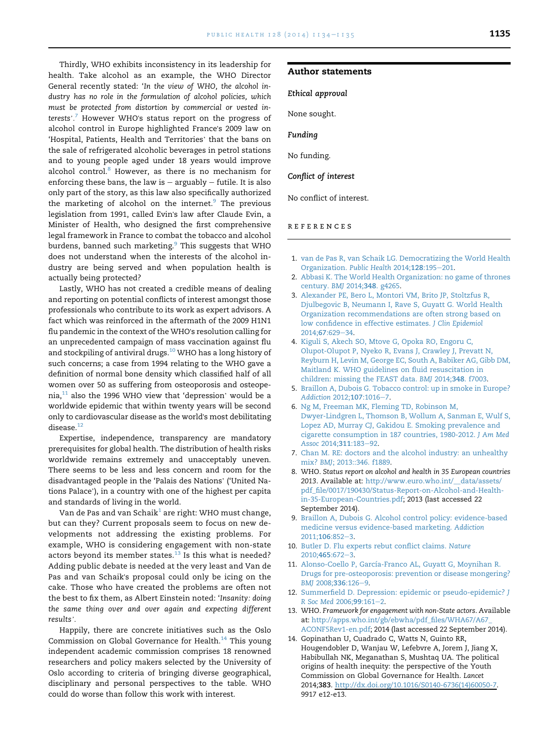Thirdly, WHO exhibits inconsistency in its leadership for health. Take alcohol as an example, the WHO Director General recently stated: '*In the view of WHO, the alcohol industry has no role in the formulation of alcohol policies, which must be protected from distortion by commercial or vested interests*'.[7] However WHO's status report on the progress of alcohol control in Europe highlighted France's 2009 law on 'Hospital, Patients, Health and Territories' that the bans on the sale of refrigerated alcoholic beverages in petrol stations and to young people aged under 18 years would improve alcohol control.[8] However, as there is no mechanism for enforcing these bans, the law is − arguably − futile. It is also only part of the story, as this law also specifically authorized the marketing of alcohol on the internet.[9] The previous legislation from 1991, called Evin's law after Claude Evin, a Minister of Health, who designed the first comprehensive legal framework in France to combat the tobacco and alcohol burdens, banned such marketing.[9] This suggests that WHO does not understand when the interests of the alcohol industry are being served and when population health is actually being protected?

Lastly, WHO has not created a credible means of dealing and reporting on potential conflicts of interest amongst those professionals who contribute to its work as expert advisors. A fact which was reinforced in the aftermath of the 2009 H1N1 flu pandemic in the context of the WHO's resolution calling for an unprecedented campaign of mass vaccination against flu and stockpiling of antiviral drugs.[10] WHO has a long history of such concerns; a case from 1994 relating to the WHO gave a definition of normal bone density which classified half of all women over 50 as suffering from osteoporosis and osteopenia,[11] also the 1996 WHO view that 'depression' would be a worldwide epidemic that within twenty years will be second only to cardiovascular disease as the world's most debilitating disease.[12]

Expertise, independence, transparency are mandatory prerequisites for global health. The distribution of health risks worldwide remains extremely and unacceptably uneven. There seems to be less and less concern and room for the disadvantaged people in the 'Palais des Nations' ('United Nations Palace'), in a country with one of the highest per capita and standards of living in the world.

Van de Pas and van Schaik[1] are right: WHO must change, but can they? Current proposals seem to focus on new developments not addressing the existing problems. For example, WHO is considering engagement with non-state actors beyond its member states.[13] Is this what is needed? Adding public debate is needed at the very least and Van de Pas and van Schaik's proposal could only be icing on the cake. Those who have created the problems are often not the best to fix them, as Albert Einstein noted: '*Insanity: doing the same thing over and over again and expecting different results*'.

Happily, there are concrete initiatives such as the Oslo Commission on Global Governance for Health.[14] This young independent academic commission comprises 18 renowned researchers and policy makers selected by the University of Oslo according to criteria of bringing diverse geographical, disciplinary and personal perspectives to the table. WHO could do worse than follow this work with interest.

## Author statements

*Ethical approval*

None sought.

*Funding*

No funding.

*Conflict of interest*

No conflict of interest.

## REFERENCES

1. van de Pas R, van Schaik LG. Democratizing the World Health Organization. *Public Health* 2014;**128**:195–201.
2. Abbasi K. The World Health Organization: no game of thrones century. *BMJ* 2014;**348**. g4265.
3. Alexander PE, Bero L, Montori VM, Brito JP, Stoltzfus R, Djulbegovic B, Neumann I, Rave S, Guyatt G. World Health Organization recommendations are often strong based on low confidence in effective estimates. *J Clin Epidemiol* 2014;**67**:629–34.
4. Kiguli S, Akech SO, Mtove G, Opoka RO, Engoru C, Olupot-Olupot P, Nyeko R, Evans J, Crawley J, Prevatt N, Reyburn H, Levin M, George EC, South A, Babiker AG, Gibb DM, Maitland K. WHO guidelines on fluid resuscitation in children: missing the FEAST data. *BMJ* 2014;**348**. f7003.
5. Braillon A, Dubois G. Tobacco control: up in smoke in Europe? *Addiction* 2012;**107**:1016–7.
6. Ng M, Freeman MK, Fleming TD, Robinson M, Dwyer-Lindgren L, Thomson B, Wollum A, Sanman E, Wulf S, Lopez AD, Murray CJ, Gakidou E. Smoking prevalence and cigarette consumption in 187 countries, 1980-2012. *J Am Med Assoc* 2014;**311**:183–92.
7. Chan M. RE: doctors and the alcohol industry: an unhealthy mix? *BMJ*; 2013::346. f1889.
8. WHO. *Status report on alcohol and health in 35 European countries 2013*. Available at: http://www.euro.who.int/__data/assets/pdf_file/0017/190430/Status-Report-on-Alcohol-and-Health-in-35-European-Countries.pdf; 2013 (last accessed 22 September 2014).
9. Braillon A, Dubois G. Alcohol control policy: evidence-based medicine versus evidence-based marketing. *Addiction* 2011;**106**:852–3.
10. Butler D. Flu experts rebut conflict claims. *Nature* 2010;**465**:672–3.
11. Alonso-Coello P, García-Franco AL, Guyatt G, Moynihan R. Drugs for pre-osteoporosis: prevention or disease mongering? *BMJ* 2008;**336**:126–9.
12. Summerfield D. Depression: epidemic or pseudo-epidemic? *J R Soc Med* 2006;**99**:161–2.
13. WHO. *Framework for engagement with non-State actors*. Available at: http://apps.who.int/gb/ebwha/pdf_files/WHA67/A67_ACONF5Rev1-en.pdf; 2014 (last accessed 22 September 2014).
14. Gopinathan U, Cuadrado C, Watts N, Guinto RR, Hougendobler D, Wanjau W, Lefebvre A, Jorem J, Jiang X, Habibullah NK, Meganathan S, Mushtaq UA. The political origins of health inequity: the perspective of the Youth Commission on Global Governance for Health. *Lancet* 2014;**383**. http://dx.doi.org/10.1016/S0140-6736(14)60050-7. 9917 e12-e13.